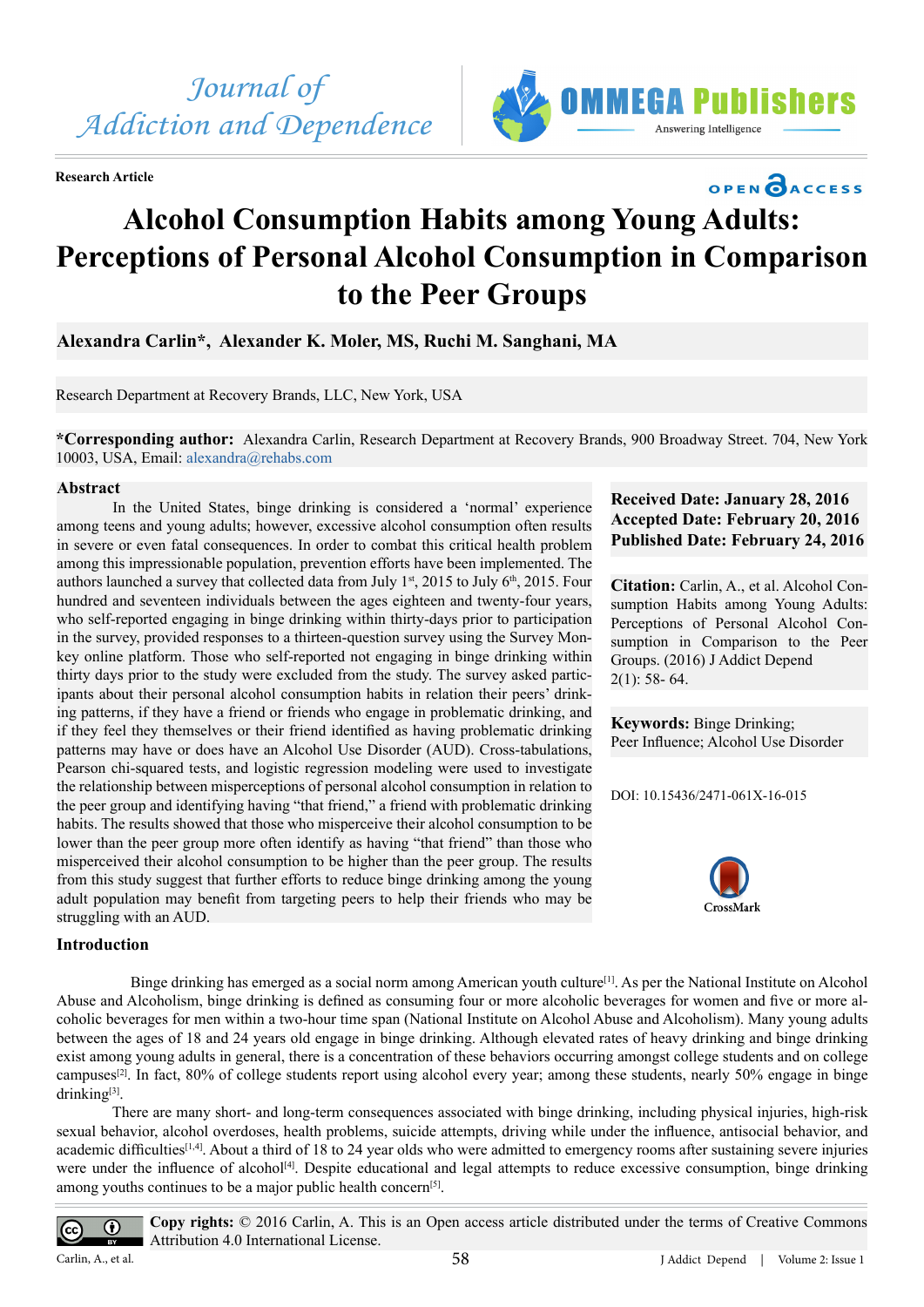Journal of Addiction and Dependence

Research Article

# Alcohol Consumption Habits among Young Adults: Perceptions of Personal Alcohol Consumption in Comparison to the Peer Groups

**Alexandra Carlin*, Alexander K. Moler, MS, Ruchi M. Sanghani, MA**

Research Department at Recovery Brands, LLC, New York, USA

***Corresponding author:** Alexandra Carlin, Research Department at Recovery Brands, 900 Broadway Street. 704, New York 10003, USA, Email: alexandra@rehabs.com

**Received Date: January 28, 2016**
**Accepted Date: February 20, 2016**
**Published Date: February 24, 2016**

**Citation:** Carlin, A., et al. Alcohol Consumption Habits among Young Adults: Perceptions of Personal Alcohol Consumption in Comparison to the Peer Groups. (2016) J Addict Depend 2(1): 58- 64.

**Keywords:** Binge Drinking; Peer Influence; Alcohol Use Disorder

DOI: 10.15436/2471-061X-16-015

## Abstract

In the United States, binge drinking is considered a 'normal' experience among teens and young adults; however, excessive alcohol consumption often results in severe or even fatal consequences. In order to combat this critical health problem among this impressionable population, prevention efforts have been implemented. The authors launched a survey that collected data from July 1st, 2015 to July 6th, 2015. Four hundred and seventeen individuals between the ages eighteen and twenty-four years, who self-reported engaging in binge drinking within thirty-days prior to participation in the survey, provided responses to a thirteen-question survey using the Survey Monkey online platform. Those who self-reported not engaging in binge drinking within thirty days prior to the study were excluded from the study. The survey asked participants about their personal alcohol consumption habits in relation their peers' drinking patterns, if they have a friend or friends who engage in problematic drinking, and if they feel they themselves or their friend identified as having problematic drinking patterns may have or does have an Alcohol Use Disorder (AUD). Cross-tabulations, Pearson chi-squared tests, and logistic regression modeling were used to investigate the relationship between misperceptions of personal alcohol consumption in relation to the peer group and identifying having "that friend," a friend with problematic drinking habits. The results showed that those who misperceive their alcohol consumption to be lower than the peer group more often identify as having "that friend" than those who misperceived their alcohol consumption to be higher than the peer group. The results from this study suggest that further efforts to reduce binge drinking among the young adult population may benefit from targeting peers to help their friends who may be struggling with an AUD.

## Introduction

Binge drinking has emerged as a social norm among American youth culture[1]. As per the National Institute on Alcohol Abuse and Alcoholism, binge drinking is defined as consuming four or more alcoholic beverages for women and five or more alcoholic beverages for men within a two-hour time span (National Institute on Alcohol Abuse and Alcoholism). Many young adults between the ages of 18 and 24 years old engage in binge drinking. Although elevated rates of heavy drinking and binge drinking exist among young adults in general, there is a concentration of these behaviors occurring amongst college students and on college campuses[2]. In fact, 80% of college students report using alcohol every year; among these students, nearly 50% engage in binge drinking[3].

There are many short- and long-term consequences associated with binge drinking, including physical injuries, high-risk sexual behavior, alcohol overdoses, health problems, suicide attempts, driving while under the influence, antisocial behavior, and academic difficulties[1,4]. About a third of 18 to 24 year olds who were admitted to emergency rooms after sustaining severe injuries were under the influence of alcohol[4]. Despite educational and legal attempts to reduce excessive consumption, binge drinking among youths continues to be a major public health concern[5].

**Copy rights:** © 2016 Carlin, A. This is an Open access article distributed under the terms of Creative Commons Attribution 4.0 International License.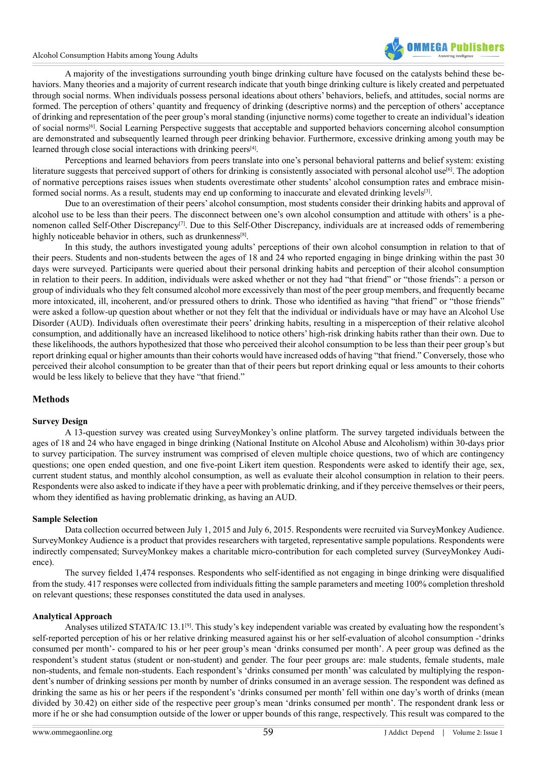A majority of the investigations surrounding youth binge drinking culture have focused on the catalysts behind these behaviors. Many theories and a majority of current research indicate that youth binge drinking culture is likely created and perpetuated through social norms. When individuals possess personal ideations about others' behaviors, beliefs, and attitudes, social norms are formed. The perception of others' quantity and frequency of drinking (descriptive norms) and the perception of others' acceptance of drinking and representation of the peer group's moral standing (injunctive norms) come together to create an individual's ideation of social norms[6]. Social Learning Perspective suggests that acceptable and supported behaviors concerning alcohol consumption are demonstrated and subsequently learned through peer drinking behavior. Furthermore, excessive drinking among youth may be learned through close social interactions with drinking peers[4].

Perceptions and learned behaviors from peers translate into one's personal behavioral patterns and belief system: existing literature suggests that perceived support of others for drinking is consistently associated with personal alcohol use[6]. The adoption of normative perceptions raises issues when students overestimate other students' alcohol consumption rates and embrace misinformed social norms. As a result, students may end up conforming to inaccurate and elevated drinking levels[3].

Due to an overestimation of their peers' alcohol consumption, most students consider their drinking habits and approval of alcohol use to be less than their peers. The disconnect between one's own alcohol consumption and attitude with others' is a phenomenon called Self-Other Discrepancy[7]. Due to this Self-Other Discrepancy, individuals are at increased odds of remembering highly noticeable behavior in others, such as drunkenness[8].

In this study, the authors investigated young adults' perceptions of their own alcohol consumption in relation to that of their peers. Students and non-students between the ages of 18 and 24 who reported engaging in binge drinking within the past 30 days were surveyed. Participants were queried about their personal drinking habits and perception of their alcohol consumption in relation to their peers. In addition, individuals were asked whether or not they had "that friend" or "those friends": a person or group of individuals who they felt consumed alcohol more excessively than most of the peer group members, and frequently became more intoxicated, ill, incoherent, and/or pressured others to drink. Those who identified as having "that friend" or "those friends" were asked a follow-up question about whether or not they felt that the individual or individuals have or may have an Alcohol Use Disorder (AUD). Individuals often overestimate their peers' drinking habits, resulting in a misperception of their relative alcohol consumption, and additionally have an increased likelihood to notice others' high-risk drinking habits rather than their own. Due to these likelihoods, the authors hypothesized that those who perceived their alcohol consumption to be less than their peer group's but report drinking equal or higher amounts than their cohorts would have increased odds of having "that friend." Conversely, those who perceived their alcohol consumption to be greater than that of their peers but report drinking equal or less amounts to their cohorts would be less likely to believe that they have "that friend."

## Methods

### Survey Design

A 13-question survey was created using SurveyMonkey's online platform. The survey targeted individuals between the ages of 18 and 24 who have engaged in binge drinking (National Institute on Alcohol Abuse and Alcoholism) within 30-days prior to survey participation. The survey instrument was comprised of eleven multiple choice questions, two of which are contingency questions; one open ended question, and one five-point Likert item question. Respondents were asked to identify their age, sex, current student status, and monthly alcohol consumption, as well as evaluate their alcohol consumption in relation to their peers. Respondents were also asked to indicate if they have a peer with problematic drinking, and if they perceive themselves or their peers, whom they identified as having problematic drinking, as having an AUD.

### Sample Selection

Data collection occurred between July 1, 2015 and July 6, 2015. Respondents were recruited via SurveyMonkey Audience. SurveyMonkey Audience is a product that provides researchers with targeted, representative sample populations. Respondents were indirectly compensated; SurveyMonkey makes a charitable micro-contribution for each completed survey (SurveyMonkey Audience).

The survey fielded 1,474 responses. Respondents who self-identified as not engaging in binge drinking were disqualified from the study. 417 responses were collected from individuals fitting the sample parameters and meeting 100% completion threshold on relevant questions; these responses constituted the data used in analyses.

### Analytical Approach

Analyses utilized STATA/IC 13.1[9]. This study's key independent variable was created by evaluating how the respondent's self-reported perception of his or her relative drinking measured against his or her self-evaluation of alcohol consumption -'drinks consumed per month'- compared to his or her peer group's mean 'drinks consumed per month'. A peer group was defined as the respondent's student status (student or non-student) and gender. The four peer groups are: male students, female students, male non-students, and female non-students. Each respondent's 'drinks consumed per month' was calculated by multiplying the respondent's number of drinking sessions per month by number of drinks consumed in an average session. The respondent was defined as drinking the same as his or her peers if the respondent's 'drinks consumed per month' fell within one day's worth of drinks (mean divided by 30.42) on either side of the respective peer group's mean 'drinks consumed per month'. The respondent drank less or more if he or she had consumption outside of the lower or upper bounds of this range, respectively. This result was compared to the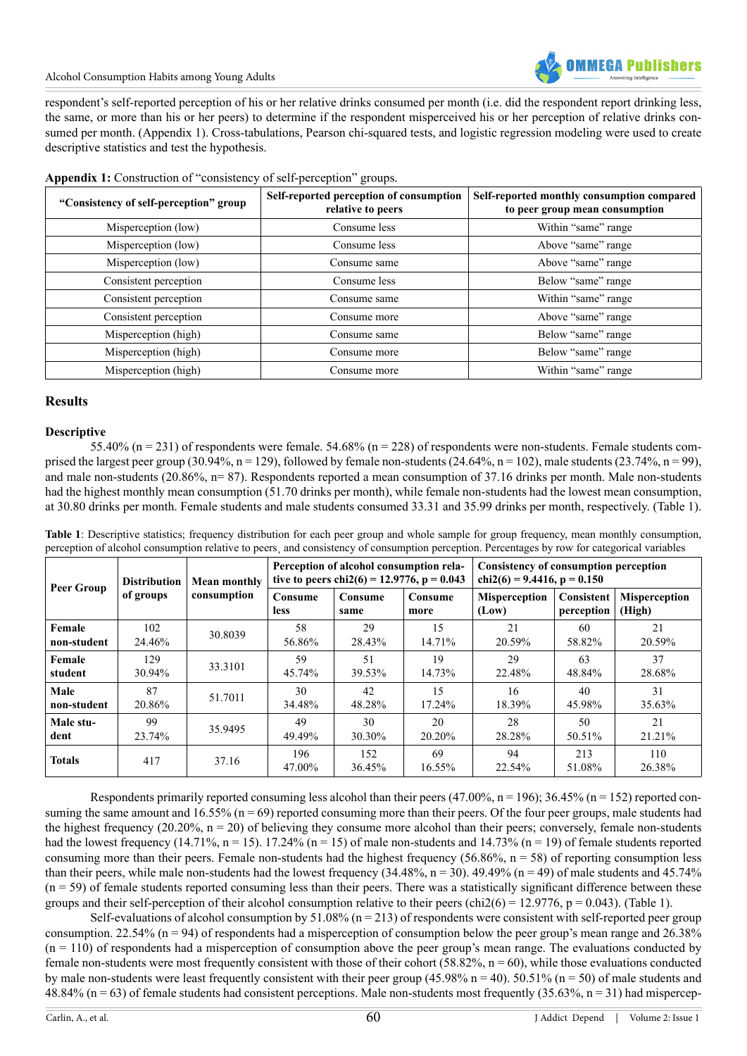respondent's self-reported perception of his or her relative drinks consumed per month (i.e. did the respondent report drinking less, the same, or more than his or her peers) to determine if the respondent misperceived his or her perception of relative drinks consumed per month. (Appendix 1). Cross-tabulations, Pearson chi-squared tests, and logistic regression modeling were used to create descriptive statistics and test the hypothesis.

**Appendix 1:** Construction of "consistency of self-perception" groups.

| "Consistency of self-perception" group | Self-reported perception of consumption relative to peers | Self-reported monthly consumption compared to peer group mean consumption |
|---|---|---|
| Misperception (low) | Consume less | Within "same" range |
| Misperception (low) | Consume less | Above "same" range |
| Misperception (low) | Consume same | Above "same" range |
| Consistent perception | Consume less | Below "same" range |
| Consistent perception | Consume same | Within "same" range |
| Consistent perception | Consume more | Above "same" range |
| Misperception (high) | Consume same | Below "same" range |
| Misperception (high) | Consume more | Below "same" range |
| Misperception (high) | Consume more | Within "same" range |

## Results

### Descriptive

55.40% (n = 231) of respondents were female. 54.68% (n = 228) of respondents were non-students. Female students comprised the largest peer group (30.94%, n = 129), followed by female non-students (24.64%, n = 102), male students (23.74%, n = 99), and male non-students (20.86%, n= 87). Respondents reported a mean consumption of 37.16 drinks per month. Male non-students had the highest monthly mean consumption (51.70 drinks per month), while female non-students had the lowest mean consumption, at 30.80 drinks per month. Female students and male students consumed 33.31 and 35.99 drinks per month, respectively. (Table 1).

**Table 1**: Descriptive statistics; frequency distribution for each peer group and whole sample for group frequency, mean monthly consumption, perception of alcohol consumption relative to peers, and consistency of consumption perception. Percentages by row for categorical variables

| Peer Group | Distribution of groups | Mean monthly consumption | Perception of alcohol consumption relative to peers $chi2(6) = 12.9776$, $p = 0.043$ | | | Consistency of consumption perception $chi2(6) = 9.4416$, $p = 0.150$ | | |
|---|---|---|---|---|---|---|---|---|
| | | | Consume less | Consume same | Consume more | Misperception (Low) | Consistent perception | Misperception (High) |
| **Female non-student** | 102 24.46% | 30.8039 | 58 56.86% | 29 28.43% | 15 14.71% | 21 20.59% | 60 58.82% | 21 20.59% |
| **Female student** | 129 30.94% | 33.3101 | 59 45.74% | 51 39.53% | 19 14.73% | 29 22.48% | 63 48.84% | 37 28.68% |
| **Male non-student** | 87 20.86% | 51.7011 | 30 34.48% | 42 48.28% | 15 17.24% | 16 18.39% | 40 45.98% | 31 35.63% |
| **Male student** | 99 23.74% | 35.9495 | 49 49.49% | 30 30.30% | 20 20.20% | 28 28.28% | 50 50.51% | 21 21.21% |
| **Totals** | 417 | 37.16 | 196 47.00% | 152 36.45% | 69 16.55% | 94 22.54% | 213 51.08% | 110 26.38% |

Respondents primarily reported consuming less alcohol than their peers (47.00%, n = 196); 36.45% (n = 152) reported consuming the same amount and 16.55% (n = 69) reported consuming more than their peers. Of the four peer groups, male students had the highest frequency (20.20%, n = 20) of believing they consume more alcohol than their peers; conversely, female non-students had the lowest frequency (14.71%, n = 15). 17.24% (n = 15) of male non-students and 14.73% (n = 19) of female students reported consuming more than their peers. Female non-students had the highest frequency (56.86%, n = 58) of reporting consumption less than their peers, while male non-students had the lowest frequency (34.48%, n = 30). 49.49% (n = 49) of male students and 45.74% (n = 59) of female students reported consuming less than their peers. There was a statistically significant difference between these groups and their self-perception of their alcohol consumption relative to their peers ($chi2(6) = 12.9776$, $p = 0.043$). (Table 1).

Self-evaluations of alcohol consumption by 51.08% (n = 213) of respondents were consistent with self-reported peer group consumption. 22.54% (n = 94) of respondents had a misperception of consumption below the peer group's mean range and 26.38% (n = 110) of respondents had a misperception of consumption above the peer group's mean range. The evaluations conducted by female non-students were most frequently consistent with those of their cohort (58.82%, n = 60), while those evaluations conducted by male non-students were least frequently consistent with their peer group (45.98% n = 40). 50.51% (n = 50) of male students and 48.84% (n = 63) of female students had consistent perceptions. Male non-students most frequently (35.63%, n = 31) had mispercep-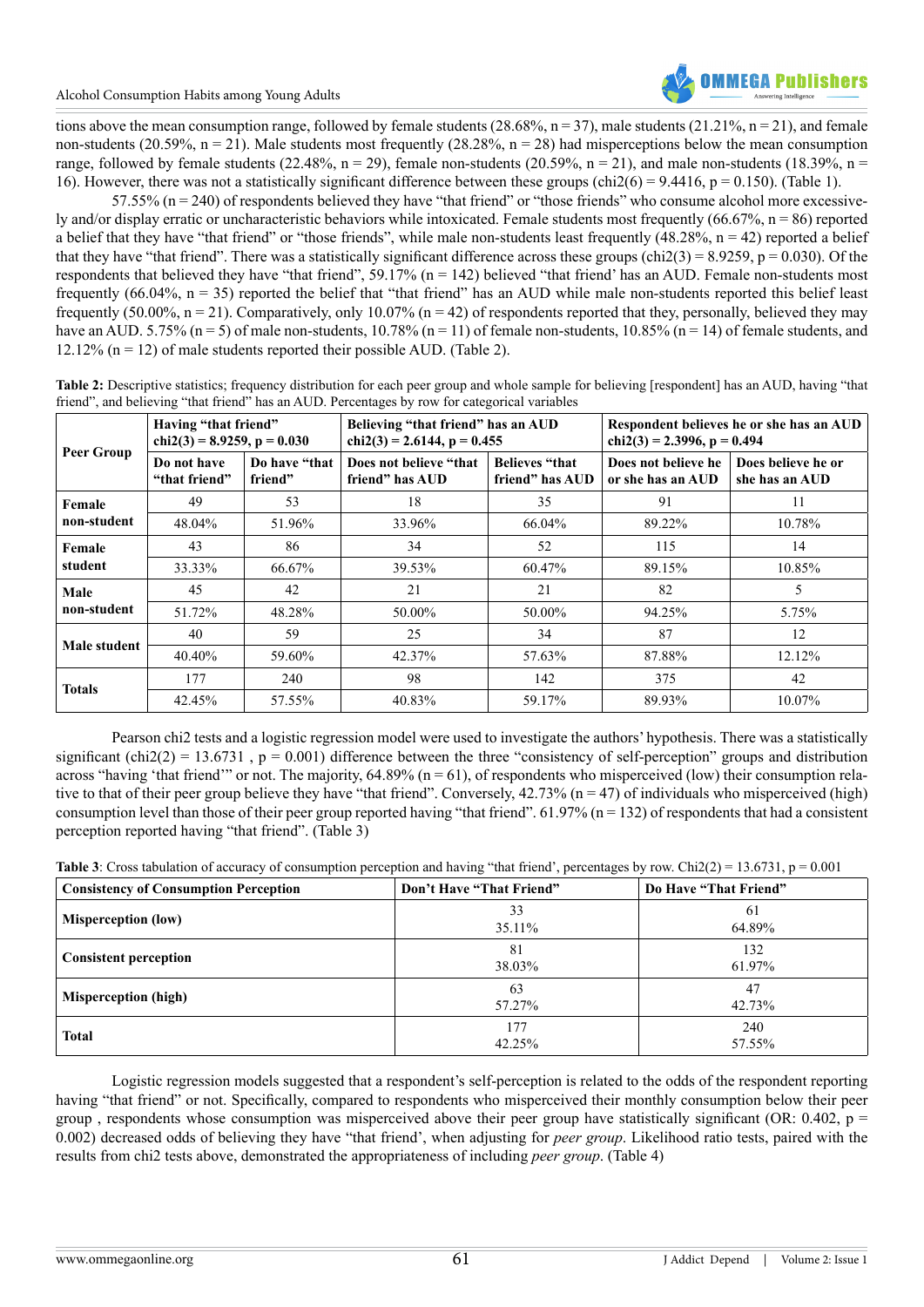tions above the mean consumption range, followed by female students (28.68%, n = 37), male students (21.21%, n = 21), and female non-students (20.59%, n = 21). Male students most frequently (28.28%, n = 28) had misperceptions below the mean consumption range, followed by female students (22.48%, n = 29), female non-students (20.59%, n = 21), and male non-students (18.39%, n = 16). However, there was not a statistically significant difference between these groups (chi2(6) = 9.4416, p = 0.150). (Table 1).

57.55% (n = 240) of respondents believed they have "that friend" or "those friends" who consume alcohol more excessively and/or display erratic or uncharacteristic behaviors while intoxicated. Female students most frequently (66.67%, n = 86) reported a belief that they have "that friend" or "those friends", while male non-students least frequently (48.28%, n = 42) reported a belief that they have "that friend". There was a statistically significant difference across these groups (chi2(3) = 8.9259, p = 0.030). Of the respondents that believed they have "that friend", 59.17% (n = 142) believed "that friend' has an AUD. Female non-students most frequently (66.04%, n = 35) reported the belief that "that friend" has an AUD while male non-students reported this belief least frequently (50.00%, n = 21). Comparatively, only 10.07% (n = 42) of respondents reported that they, personally, believed they may have an AUD. 5.75% (n = 5) of male non-students, 10.78% (n = 11) of female non-students, 10.85% (n = 14) of female students, and 12.12% (n = 12) of male students reported their possible AUD. (Table 2).

**Table 2:** Descriptive statistics; frequency distribution for each peer group and whole sample for believing [respondent] has an AUD, having "that friend", and believing "that friend" has an AUD. Percentages by row for categorical variables

| Peer Group | Having "that friend" chi2(3) = 8.9259, p = 0.030 | | Believing "that friend" has an AUD chi2(3) = 2.6144, p = 0.455 | | Respondent believes he or she has an AUD chi2(3) = 2.3996, p = 0.494 | |
|---|---|---|---|---|---|---|
| | Do not have "that friend" | Do have "that friend" | Does not believe "that friend" has AUD | Believes "that friend" has AUD | Does not believe he or she has an AUD | Does believe he or she has an AUD |
| Female non-student | 49 | 53 | 18 | 35 | 91 | 11 |
| | 48.04% | 51.96% | 33.96% | 66.04% | 89.22% | 10.78% |
| Female student | 43 | 86 | 34 | 52 | 115 | 14 |
| | 33.33% | 66.67% | 39.53% | 60.47% | 89.15% | 10.85% |
| Male non-student | 45 | 42 | 21 | 21 | 82 | 5 |
| | 51.72% | 48.28% | 50.00% | 50.00% | 94.25% | 5.75% |
| Male student | 40 | 59 | 25 | 34 | 87 | 12 |
| | 40.40% | 59.60% | 42.37% | 57.63% | 87.88% | 12.12% |
| Totals | 177 | 240 | 98 | 142 | 375 | 42 |
| | 42.45% | 57.55% | 40.83% | 59.17% | 89.93% | 10.07% |

Pearson chi2 tests and a logistic regression model were used to investigate the authors' hypothesis. There was a statistically significant (chi2(2) = 13.6731 , p = 0.001) difference between the three "consistency of self-perception" groups and distribution across "having 'that friend'" or not. The majority, 64.89% (n = 61), of respondents who misperceived (low) their consumption relative to that of their peer group believe they have "that friend". Conversely, 42.73% (n = 47) of individuals who misperceived (high) consumption level than those of their peer group reported having "that friend". 61.97% (n = 132) of respondents that had a consistent perception reported having "that friend". (Table 3)

**Table 3**: Cross tabulation of accuracy of consumption perception and having "that friend', percentages by row. Chi2(2) = 13.6731, p = 0.001

| Consistency of Consumption Perception | Don't Have "That Friend" | Do Have "That Friend" |
|---|---|---|
| Misperception (low) | 33<br>35.11% | 61<br>64.89% |
| Consistent perception | 81<br>38.03% | 132<br>61.97% |
| Misperception (high) | 63<br>57.27% | 47<br>42.73% |
| Total | 177<br>42.25% | 240<br>57.55% |

Logistic regression models suggested that a respondent's self-perception is related to the odds of the respondent reporting having "that friend" or not. Specifically, compared to respondents who misperceived their monthly consumption below their peer group , respondents whose consumption was misperceived above their peer group have statistically significant (OR: 0.402, p = 0.002) decreased odds of believing they have "that friend', when adjusting for *peer group*. Likelihood ratio tests, paired with the results from chi2 tests above, demonstrated the appropriateness of including *peer group*. (Table 4)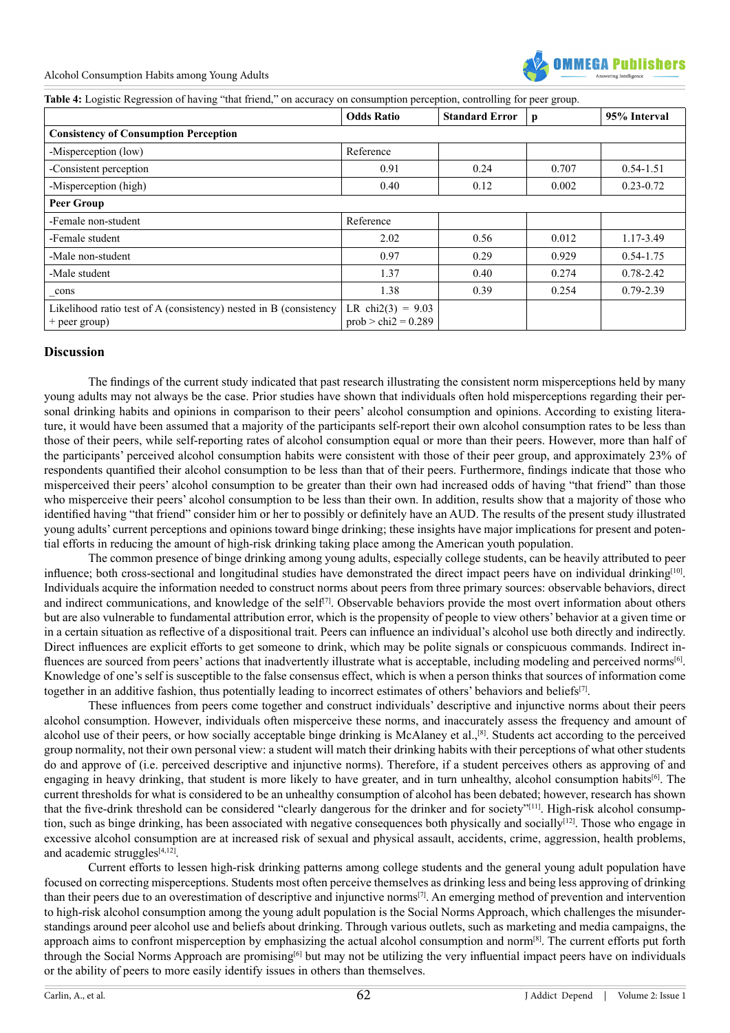**Table 4:** Logistic Regression of having "that friend," on accuracy on consumption perception, controlling for peer group.

| | Odds Ratio | Standard Error | p | 95% Interval |
|---|---|---|---|---|
| **Consistency of Consumption Perception** | | | | |
| -Misperception (low) | Reference | | | |
| -Consistent perception | 0.91 | 0.24 | 0.707 | 0.54-1.51 |
| -Misperception (high) | 0.40 | 0.12 | 0.002 | 0.23-0.72 |
| **Peer Group** | | | | |
| -Female non-student | Reference | | | |
| -Female student | 2.02 | 0.56 | 0.012 | 1.17-3.49 |
| -Male non-student | 0.97 | 0.29 | 0.929 | 0.54-1.75 |
| -Male student | 1.37 | 0.40 | 0.274 | 0.78-2.42 |
| _cons | 1.38 | 0.39 | 0.254 | 0.79-2.39 |
| Likelihood ratio test of A (consistency) nested in B (consistency + peer group) | LR chi2(3) = 9.03 prob > chi2 = 0.289 | | | |

## Discussion

The findings of the current study indicated that past research illustrating the consistent norm misperceptions held by many young adults may not always be the case. Prior studies have shown that individuals often hold misperceptions regarding their personal drinking habits and opinions in comparison to their peers' alcohol consumption and opinions. According to existing literature, it would have been assumed that a majority of the participants self-report their own alcohol consumption rates to be less than those of their peers, while self-reporting rates of alcohol consumption equal or more than their peers. However, more than half of the participants' perceived alcohol consumption habits were consistent with those of their peer group, and approximately 23% of respondents quantified their alcohol consumption to be less than that of their peers. Furthermore, findings indicate that those who misperceived their peers' alcohol consumption to be greater than their own had increased odds of having "that friend" than those who misperceive their peers' alcohol consumption to be less than their own. In addition, results show that a majority of those who identified having "that friend" consider him or her to possibly or definitely have an AUD. The results of the present study illustrated young adults' current perceptions and opinions toward binge drinking; these insights have major implications for present and potential efforts in reducing the amount of high-risk drinking taking place among the American youth population.

The common presence of binge drinking among young adults, especially college students, can be heavily attributed to peer influence; both cross-sectional and longitudinal studies have demonstrated the direct impact peers have on individual drinking[10]. Individuals acquire the information needed to construct norms about peers from three primary sources: observable behaviors, direct and indirect communications, and knowledge of the self[7]. Observable behaviors provide the most overt information about others but are also vulnerable to fundamental attribution error, which is the propensity of people to view others' behavior at a given time or in a certain situation as reflective of a dispositional trait. Peers can influence an individual's alcohol use both directly and indirectly. Direct influences are explicit efforts to get someone to drink, which may be polite signals or conspicuous commands. Indirect influences are sourced from peers' actions that inadvertently illustrate what is acceptable, including modeling and perceived norms[6]. Knowledge of one's self is susceptible to the false consensus effect, which is when a person thinks that sources of information come together in an additive fashion, thus potentially leading to incorrect estimates of others' behaviors and beliefs[7].

These influences from peers come together and construct individuals' descriptive and injunctive norms about their peers alcohol consumption. However, individuals often misperceive these norms, and inaccurately assess the frequency and amount of alcohol use of their peers, or how socially acceptable binge drinking is McAlaney et al.,[8]. Students act according to the perceived group normality, not their own personal view: a student will match their drinking habits with their perceptions of what other students do and approve of (i.e. perceived descriptive and injunctive norms). Therefore, if a student perceives others as approving of and engaging in heavy drinking, that student is more likely to have greater, and in turn unhealthy, alcohol consumption habits[6]. The current thresholds for what is considered to be an unhealthy consumption of alcohol has been debated; however, research has shown that the five-drink threshold can be considered "clearly dangerous for the drinker and for society"[11]. High-risk alcohol consumption, such as binge drinking, has been associated with negative consequences both physically and socially[12]. Those who engage in excessive alcohol consumption are at increased risk of sexual and physical assault, accidents, crime, aggression, health problems, and academic struggles[4,12].

Current efforts to lessen high-risk drinking patterns among college students and the general young adult population have focused on correcting misperceptions. Students most often perceive themselves as drinking less and being less approving of drinking than their peers due to an overestimation of descriptive and injunctive norms[7]. An emerging method of prevention and intervention to high-risk alcohol consumption among the young adult population is the Social Norms Approach, which challenges the misunderstandings around peer alcohol use and beliefs about drinking. Through various outlets, such as marketing and media campaigns, the approach aims to confront misperception by emphasizing the actual alcohol consumption and norm[8]. The current efforts put forth through the Social Norms Approach are promising[6] but may not be utilizing the very influential impact peers have on individuals or the ability of peers to more easily identify issues in others than themselves.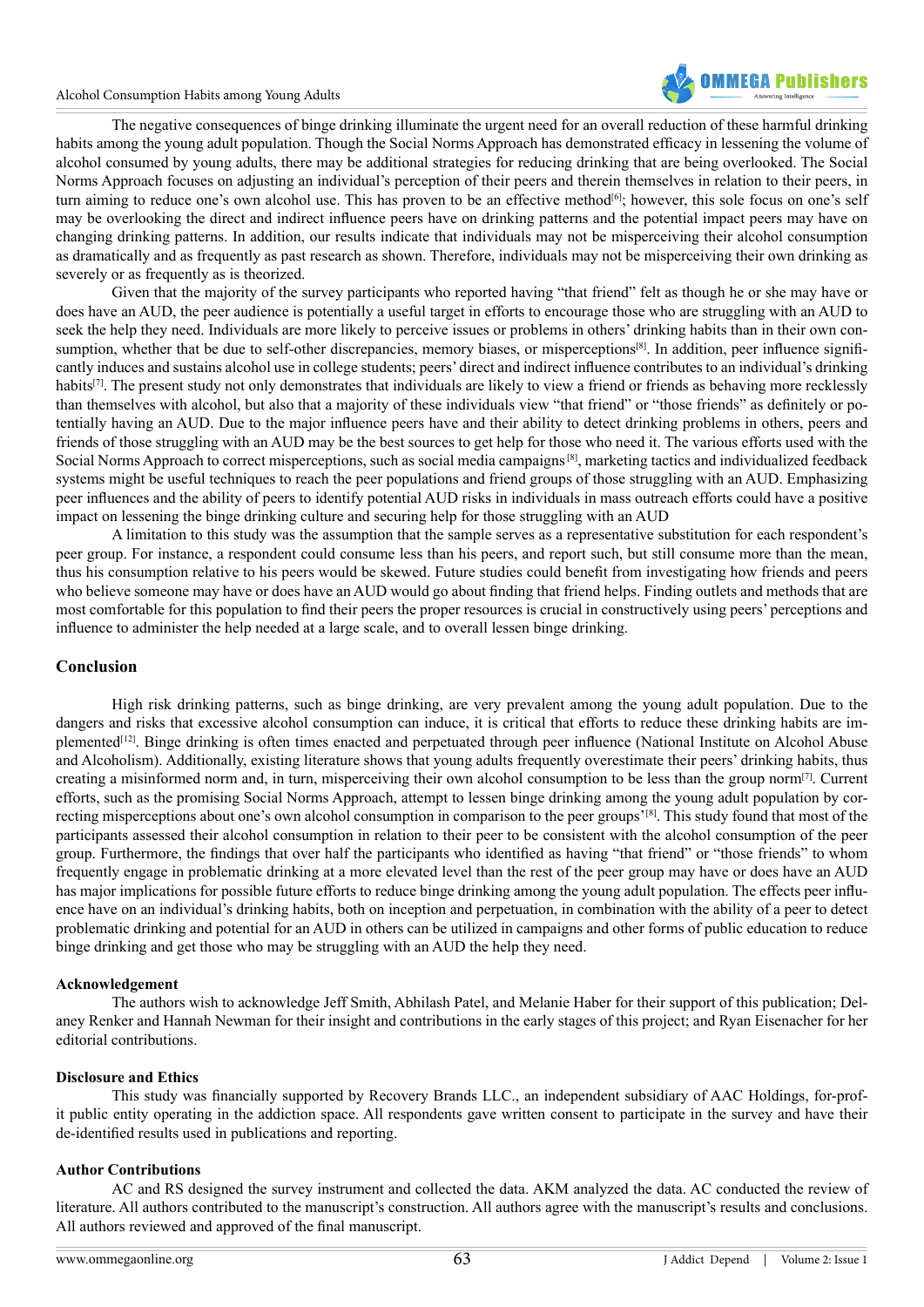The negative consequences of binge drinking illuminate the urgent need for an overall reduction of these harmful drinking habits among the young adult population. Though the Social Norms Approach has demonstrated efficacy in lessening the volume of alcohol consumed by young adults, there may be additional strategies for reducing drinking that are being overlooked. The Social Norms Approach focuses on adjusting an individual's perception of their peers and therein themselves in relation to their peers, in turn aiming to reduce one's own alcohol use. This has proven to be an effective method[6]; however, this sole focus on one's self may be overlooking the direct and indirect influence peers have on drinking patterns and the potential impact peers may have on changing drinking patterns. In addition, our results indicate that individuals may not be misperceiving their alcohol consumption as dramatically and as frequently as past research as shown. Therefore, individuals may not be misperceiving their own drinking as severely or as frequently as is theorized.

Given that the majority of the survey participants who reported having "that friend" felt as though he or she may have or does have an AUD, the peer audience is potentially a useful target in efforts to encourage those who are struggling with an AUD to seek the help they need. Individuals are more likely to perceive issues or problems in others' drinking habits than in their own consumption, whether that be due to self-other discrepancies, memory biases, or misperceptions[8]. In addition, peer influence significantly induces and sustains alcohol use in college students; peers' direct and indirect influence contributes to an individual's drinking habits[7]. The present study not only demonstrates that individuals are likely to view a friend or friends as behaving more recklessly than themselves with alcohol, but also that a majority of these individuals view "that friend" or "those friends" as definitely or potentially having an AUD. Due to the major influence peers have and their ability to detect drinking problems in others, peers and friends of those struggling with an AUD may be the best sources to get help for those who need it. The various efforts used with the Social Norms Approach to correct misperceptions, such as social media campaigns[8], marketing tactics and individualized feedback systems might be useful techniques to reach the peer populations and friend groups of those struggling with an AUD. Emphasizing peer influences and the ability of peers to identify potential AUD risks in individuals in mass outreach efforts could have a positive impact on lessening the binge drinking culture and securing help for those struggling with an AUD

A limitation to this study was the assumption that the sample serves as a representative substitution for each respondent's peer group. For instance, a respondent could consume less than his peers, and report such, but still consume more than the mean, thus his consumption relative to his peers would be skewed. Future studies could benefit from investigating how friends and peers who believe someone may have or does have an AUD would go about finding that friend helps. Finding outlets and methods that are most comfortable for this population to find their peers the proper resources is crucial in constructively using peers' perceptions and influence to administer the help needed at a large scale, and to overall lessen binge drinking.

## Conclusion

High risk drinking patterns, such as binge drinking, are very prevalent among the young adult population. Due to the dangers and risks that excessive alcohol consumption can induce, it is critical that efforts to reduce these drinking habits are implemented[12]. Binge drinking is often times enacted and perpetuated through peer influence (National Institute on Alcohol Abuse and Alcoholism). Additionally, existing literature shows that young adults frequently overestimate their peers' drinking habits, thus creating a misinformed norm and, in turn, misperceiving their own alcohol consumption to be less than the group norm[7]. Current efforts, such as the promising Social Norms Approach, attempt to lessen binge drinking among the young adult population by correcting misperceptions about one's own alcohol consumption in comparison to the peer groups'[8]. This study found that most of the participants assessed their alcohol consumption in relation to their peer to be consistent with the alcohol consumption of the peer group. Furthermore, the findings that over half the participants who identified as having "that friend" or "those friends" to whom frequently engage in problematic drinking at a more elevated level than the rest of the peer group may have or does have an AUD has major implications for possible future efforts to reduce binge drinking among the young adult population. The effects peer influence have on an individual's drinking habits, both on inception and perpetuation, in combination with the ability of a peer to detect problematic drinking and potential for an AUD in others can be utilized in campaigns and other forms of public education to reduce binge drinking and get those who may be struggling with an AUD the help they need.

### Acknowledgement

The authors wish to acknowledge Jeff Smith, Abhilash Patel, and Melanie Haber for their support of this publication; Delaney Renker and Hannah Newman for their insight and contributions in the early stages of this project; and Ryan Eisenacher for her editorial contributions.

### Disclosure and Ethics

This study was financially supported by Recovery Brands LLC., an independent subsidiary of AAC Holdings, for-profit public entity operating in the addiction space. All respondents gave written consent to participate in the survey and have their de-identified results used in publications and reporting.

### Author Contributions

AC and RS designed the survey instrument and collected the data. AKM analyzed the data. AC conducted the review of literature. All authors contributed to the manuscript's construction. All authors agree with the manuscript's results and conclusions. All authors reviewed and approved of the final manuscript.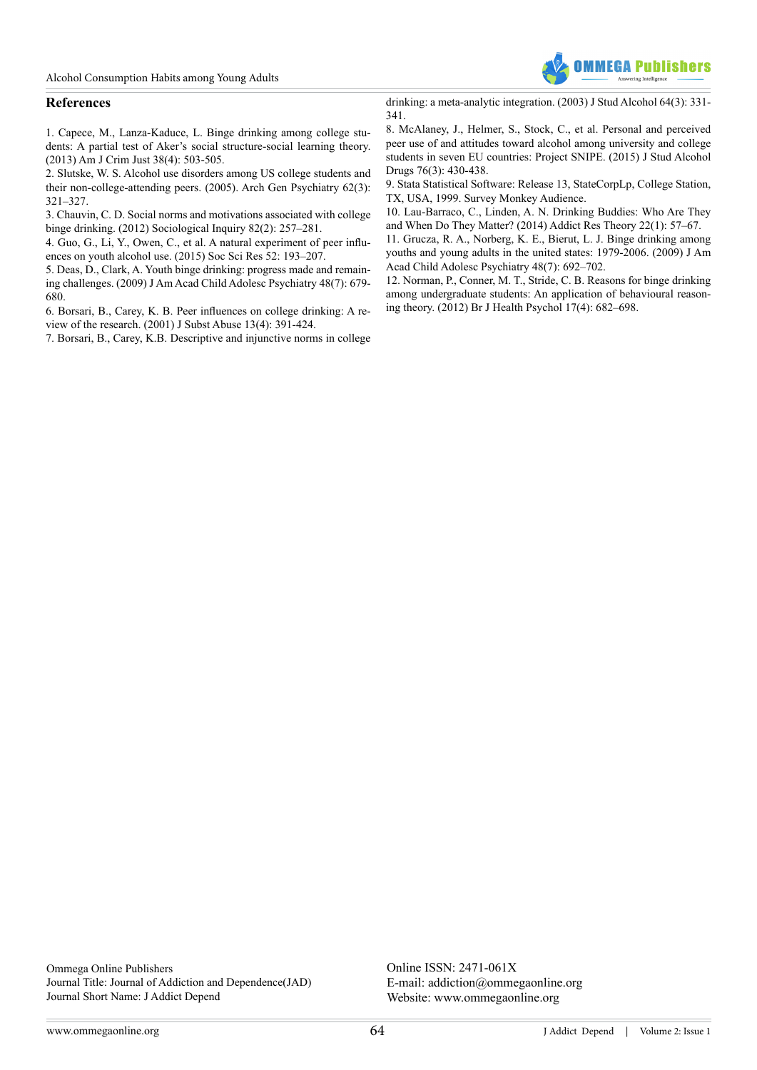## References

1. Capece, M., Lanza-Kaduce, L. Binge drinking among college students: A partial test of Aker's social structure-social learning theory. (2013) Am J Crim Just 38(4): 503-505.
2. Slutske, W. S. Alcohol use disorders among US college students and their non-college-attending peers. (2005). Arch Gen Psychiatry 62(3): 321–327.
3. Chauvin, C. D. Social norms and motivations associated with college binge drinking. (2012) Sociological Inquiry 82(2): 257–281.
4. Guo, G., Li, Y., Owen, C., et al. A natural experiment of peer influences on youth alcohol use. (2015) Soc Sci Res 52: 193–207.
5. Deas, D., Clark, A. Youth binge drinking: progress made and remaining challenges. (2009) J Am Acad Child Adolesc Psychiatry 48(7): 679-680.
6. Borsari, B., Carey, K. B. Peer influences on college drinking: A review of the research. (2001) J Subst Abuse 13(4): 391-424.
7. Borsari, B., Carey, K.B. Descriptive and injunctive norms in college drinking: a meta-analytic integration. (2003) J Stud Alcohol 64(3): 331-341.
8. McAlaney, J., Helmer, S., Stock, C., et al. Personal and perceived peer use of and attitudes toward alcohol among university and college students in seven EU countries: Project SNIPE. (2015) J Stud Alcohol Drugs 76(3): 430-438.
9. Stata Statistical Software: Release 13, StateCorpLp, College Station, TX, USA, 1999. Survey Monkey Audience.
10. Lau-Barraco, C., Linden, A. N. Drinking Buddies: Who Are They and When Do They Matter? (2014) Addict Res Theory 22(1): 57–67.
11. Grucza, R. A., Norberg, K. E., Bierut, L. J. Binge drinking among youths and young adults in the united states: 1979-2006. (2009) J Am Acad Child Adolesc Psychiatry 48(7): 692–702.
12. Norman, P., Conner, M. T., Stride, C. B. Reasons for binge drinking among undergraduate students: An application of behavioural reasoning theory. (2012) Br J Health Psychol 17(4): 682–698.

Ommega Online Publishers
Journal Title: Journal of Addiction and Dependence(JAD)
Journal Short Name: J Addict Depend

Online ISSN: 2471-061X
E-mail: addiction@ommegaonline.org
Website: www.ommegaonline.org